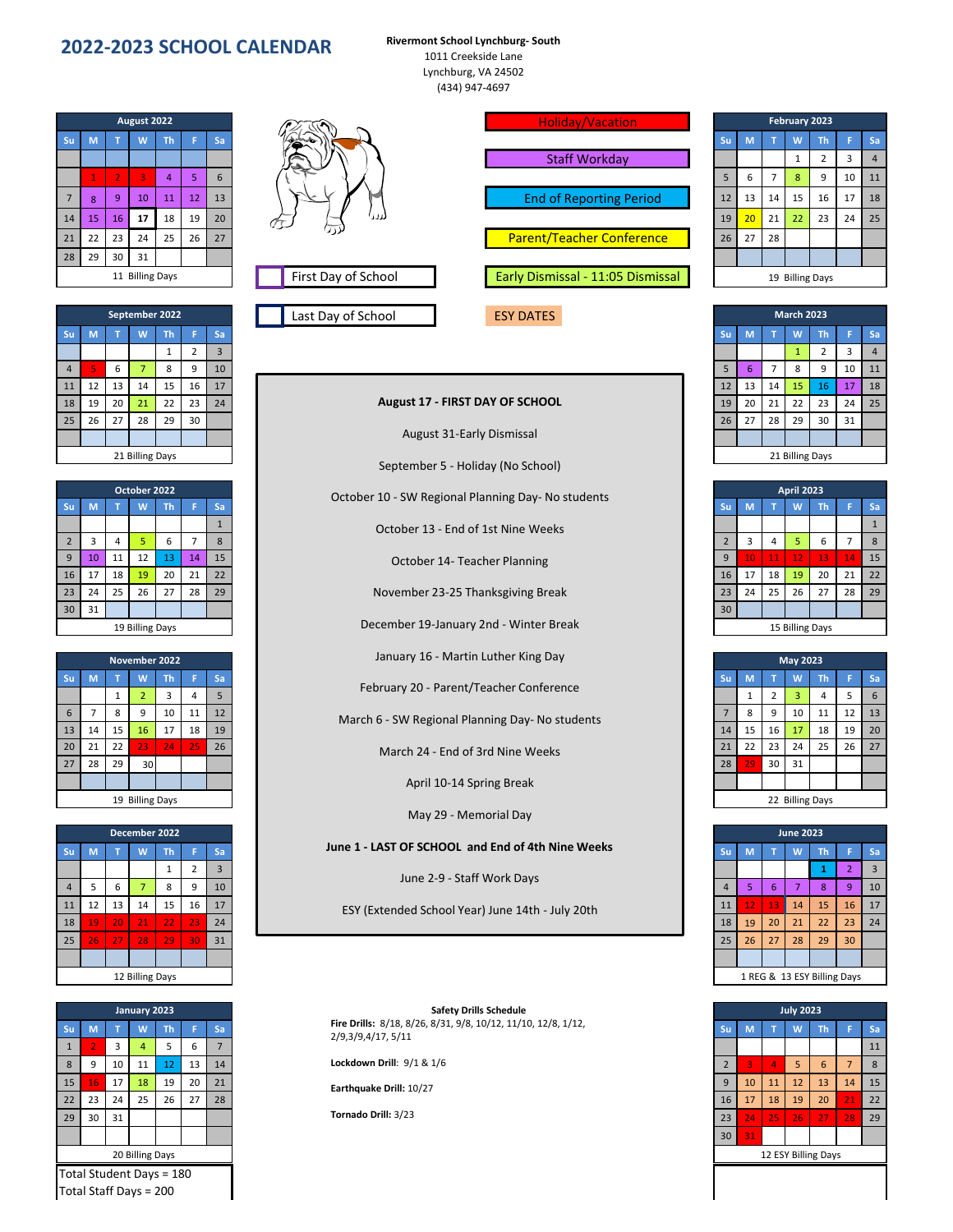# 2022-2023 SCHOOL CALENDAR

**Rivermont School Lynchburg- South**
1011 Creekside Lane
Lynchburg, VA 24502
(434) 947-4697

**Legend:**
- Holiday/Vacation
- Staff Workday
- End of Reporting Period
- Parent/Teacher Conference
- Early Dismissal - 11:05 Dismissal
- First Day of School
- Last Day of School
- ESY DATES

### August 2022

| Su | M | T | W | Th | F | Sa |
|---|---|---|---|---|---|---|
| | | | | | | |
| | 1 | 2 | 3 | 4 | 5 | 6 |
| 7 | 8 | 9 | 10 | 11 | 12 | 13 |
| 14 | 15 | 16 | 17 | 18 | 19 | 20 |
| 21 | 22 | 23 | 24 | 25 | 26 | 27 |
| 28 | 29 | 30 | 31 | | | |

11 Billing Days

### September 2022

| Su | M | T | W | Th | F | Sa |
|---|---|---|---|---|---|---|
| | | | | 1 | 2 | 3 |
| 4 | 5 | 6 | 7 | 8 | 9 | 10 |
| 11 | 12 | 13 | 14 | 15 | 16 | 17 |
| 18 | 19 | 20 | 21 | 22 | 23 | 24 |
| 25 | 26 | 27 | 28 | 29 | 30 | |

21 Billing Days

### October 2022

| Su | M | T | W | Th | F | Sa |
|---|---|---|---|---|---|---|
| | | | | | | 1 |
| 2 | 3 | 4 | 5 | 6 | 7 | 8 |
| 9 | 10 | 11 | 12 | 13 | 14 | 15 |
| 16 | 17 | 18 | 19 | 20 | 21 | 22 |
| 23 | 24 | 25 | 26 | 27 | 28 | 29 |
| 30 | 31 | | | | | |

19 Billing Days

### November 2022

| Su | M | T | W | Th | F | Sa |
|---|---|---|---|---|---|---|
| | | 1 | 2 | 3 | 4 | 5 |
| 6 | 7 | 8 | 9 | 10 | 11 | 12 |
| 13 | 14 | 15 | 16 | 17 | 18 | 19 |
| 20 | 21 | 22 | 23 | 24 | 25 | 26 |
| 27 | 28 | 29 | 30 | | | |

19 Billing Days

### December 2022

| Su | M | T | W | Th | F | Sa |
|---|---|---|---|---|---|---|
| | | | | 1 | 2 | 3 |
| 4 | 5 | 6 | 7 | 8 | 9 | 10 |
| 11 | 12 | 13 | 14 | 15 | 16 | 17 |
| 18 | 19 | 20 | 21 | 22 | 23 | 24 |
| 25 | 26 | 27 | 28 | 29 | 30 | 31 |

12 Billing Days

### January 2023

| Su | M | T | W | Th | F | Sa |
|---|---|---|---|---|---|---|
| 1 | 2 | 3 | 4 | 5 | 6 | 7 |
| 8 | 9 | 10 | 11 | 12 | 13 | 14 |
| 15 | 16 | 17 | 18 | 19 | 20 | 21 |
| 22 | 23 | 24 | 25 | 26 | 27 | 28 |
| 29 | 30 | 31 | | | | |

20 Billing Days

Total Student Days = 180
Total Staff Days = 200

**August 17 - FIRST DAY OF SCHOOL**

August 31-Early Dismissal

September 5 - Holiday (No School)

October 10 - SW Regional Planning Day- No students

October 13 - End of 1st Nine Weeks

October 14- Teacher Planning

November 23-25 Thanksgiving Break

December 19-January 2nd - Winter Break

January 16 - Martin Luther King Day

February 20 - Parent/Teacher Conference

March 6 - SW Regional Planning Day- No students

March 24 - End of 3rd Nine Weeks

April 10-14 Spring Break

May 29 - Memorial Day

**June 1 - LAST OF SCHOOL and End of 4th Nine Weeks**

June 2-9 - Staff Work Days

ESY (Extended School Year) June 14th - July 20th

### February 2023

| Su | M | T | W | Th | F | Sa |
|---|---|---|---|---|---|---|
| | | | 1 | 2 | 3 | 4 |
| 5 | 6 | 7 | 8 | 9 | 10 | 11 |
| 12 | 13 | 14 | 15 | 16 | 17 | 18 |
| 19 | 20 | 21 | 22 | 23 | 24 | 25 |
| 26 | 27 | 28 | | | | |

19 Billing Days

### March 2023

| Su | M | T | W | Th | F | Sa |
|---|---|---|---|---|---|---|
| | | | 1 | 2 | 3 | 4 |
| 5 | 6 | 7 | 8 | 9 | 10 | 11 |
| 12 | 13 | 14 | 15 | 16 | 17 | 18 |
| 19 | 20 | 21 | 22 | 23 | 24 | 25 |
| 26 | 27 | 28 | 29 | 30 | 31 | |

21 Billing Days

### April 2023

| Su | M | T | W | Th | F | Sa |
|---|---|---|---|---|---|---|
| | | | | | | 1 |
| 2 | 3 | 4 | 5 | 6 | 7 | 8 |
| 9 | 10 | 11 | 12 | 13 | 14 | 15 |
| 16 | 17 | 18 | 19 | 20 | 21 | 22 |
| 23 | 24 | 25 | 26 | 27 | 28 | 29 |
| 30 | | | | | | |

15 Billing Days

### May 2023

| Su | M | T | W | Th | F | Sa |
|---|---|---|---|---|---|---|
| | 1 | 2 | 3 | 4 | 5 | 6 |
| 7 | 8 | 9 | 10 | 11 | 12 | 13 |
| 14 | 15 | 16 | 17 | 18 | 19 | 20 |
| 21 | 22 | 23 | 24 | 25 | 26 | 27 |
| 28 | 29 | 30 | 31 | | | |

22 Billing Days

### June 2023

| Su | M | T | W | Th | F | Sa |
|---|---|---|---|---|---|---|
| | | | | 1 | 2 | 3 |
| 4 | 5 | 6 | 7 | 8 | 9 | 10 |
| 11 | 12 | 13 | 14 | 15 | 16 | 17 |
| 18 | 19 | 20 | 21 | 22 | 23 | 24 |
| 25 | 26 | 27 | 28 | 29 | 30 | |

1 REG & 13 ESY Billing Days

### July 2023

| Su | M | T | W | Th | F | Sa |
|---|---|---|---|---|---|---|
| | | | | | | 11 |
| 2 | 3 | 4 | 5 | 6 | 7 | 8 |
| 9 | 10 | 11 | 12 | 13 | 14 | 15 |
| 16 | 17 | 18 | 19 | 20 | 21 | 22 |
| 23 | 24 | 25 | 26 | 27 | 28 | 29 |
| 30 | 31 | | | | | |

12 ESY Billing Days

**Safety Drills Schedule**

**Fire Drills:** 8/18, 8/26, 8/31, 9/8, 10/12, 11/10, 12/8, 1/12, 2/9,3/9,4/17, 5/11

**Lockdown Drill**: 9/1 & 1/6

**Earthquake Drill:** 10/27

**Tornado Drill:** 3/23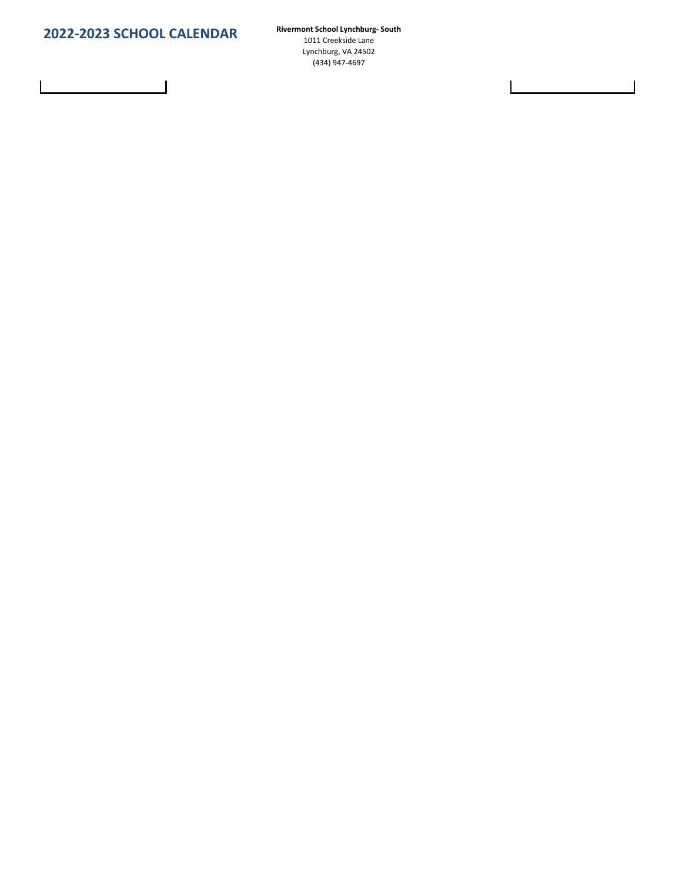## 2022-2023 SCHOOL CALENDAR

**Rivermont School Lynchburg- South**
1011 Creekside Lane
Lynchburg, VA 24502
(434) 947-4697